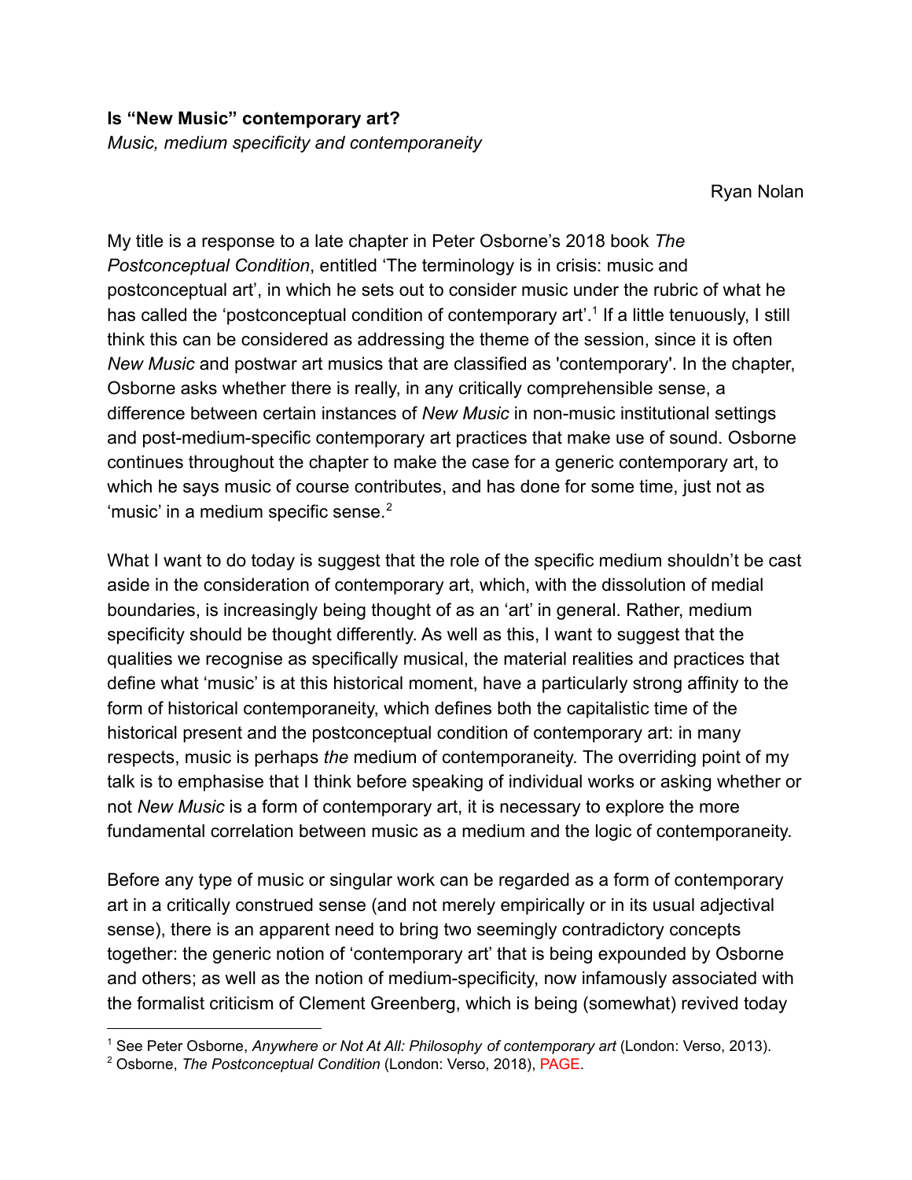**Is "New Music" contemporary art?**

*Music, medium specificity and contemporaneity*

Ryan Nolan

My title is a response to a late chapter in Peter Osborne's 2018 book *The Postconceptual Condition*, entitled 'The terminology is in crisis: music and postconceptual art', in which he sets out to consider music under the rubric of what he has called the 'postconceptual condition of contemporary art'.[1] If a little tenuously, I still think this can be considered as addressing the theme of the session, since it is often *New Music* and postwar art musics that are classified as 'contemporary'. In the chapter, Osborne asks whether there is really, in any critically comprehensible sense, a difference between certain instances of *New Music* in non-music institutional settings and post-medium-specific contemporary art practices that make use of sound. Osborne continues throughout the chapter to make the case for a generic contemporary art, to which he says music of course contributes, and has done for some time, just not as 'music' in a medium specific sense.[2]

What I want to do today is suggest that the role of the specific medium shouldn't be cast aside in the consideration of contemporary art, which, with the dissolution of medial boundaries, is increasingly being thought of as an 'art' in general. Rather, medium specificity should be thought differently. As well as this, I want to suggest that the qualities we recognise as specifically musical, the material realities and practices that define what 'music' is at this historical moment, have a particularly strong affinity to the form of historical contemporaneity, which defines both the capitalistic time of the historical present and the postconceptual condition of contemporary art: in many respects, music is perhaps *the* medium of contemporaneity. The overriding point of my talk is to emphasise that I think before speaking of individual works or asking whether or not *New Music* is a form of contemporary art, it is necessary to explore the more fundamental correlation between music as a medium and the logic of contemporaneity.

Before any type of music or singular work can be regarded as a form of contemporary art in a critically construed sense (and not merely empirically or in its usual adjectival sense), there is an apparent need to bring two seemingly contradictory concepts together: the generic notion of 'contemporary art' that is being expounded by Osborne and others; as well as the notion of medium-specificity, now infamously associated with the formalist criticism of Clement Greenberg, which is being (somewhat) revived today

---

[1] See Peter Osborne, *Anywhere or Not At All: Philosophy of contemporary art* (London: Verso, 2013).

[2] Osborne, *The Postconceptual Condition* (London: Verso, 2018), PAGE.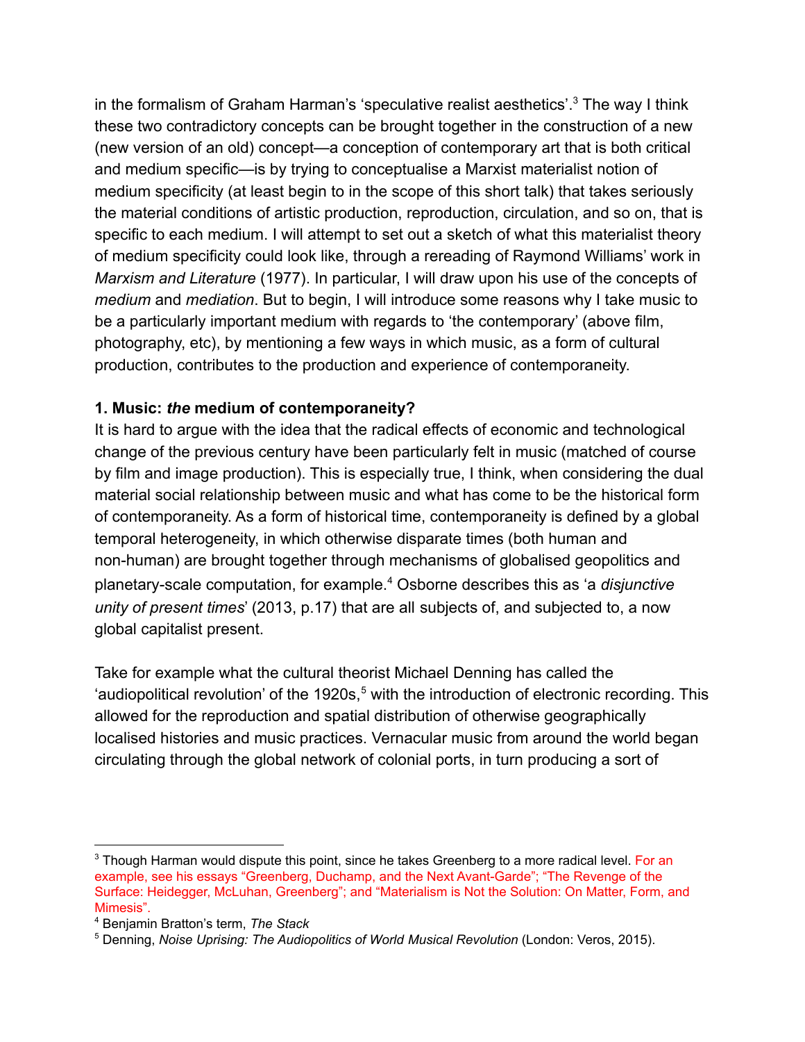in the formalism of Graham Harman's 'speculative realist aesthetics'.[3] The way I think these two contradictory concepts can be brought together in the construction of a new (new version of an old) concept—a conception of contemporary art that is both critical and medium specific—is by trying to conceptualise a Marxist materialist notion of medium specificity (at least begin to in the scope of this short talk) that takes seriously the material conditions of artistic production, reproduction, circulation, and so on, that is specific to each medium. I will attempt to set out a sketch of what this materialist theory of medium specificity could look like, through a rereading of Raymond Williams' work in *Marxism and Literature* (1977). In particular, I will draw upon his use of the concepts of *medium* and *mediation*. But to begin, I will introduce some reasons why I take music to be a particularly important medium with regards to 'the contemporary' (above film, photography, etc), by mentioning a few ways in which music, as a form of cultural production, contributes to the production and experience of contemporaneity.

**1. Music: *the* medium of contemporaneity?**

It is hard to argue with the idea that the radical effects of economic and technological change of the previous century have been particularly felt in music (matched of course by film and image production). This is especially true, I think, when considering the dual material social relationship between music and what has come to be the historical form of contemporaneity. As a form of historical time, contemporaneity is defined by a global temporal heterogeneity, in which otherwise disparate times (both human and non-human) are brought together through mechanisms of globalised geopolitics and planetary-scale computation, for example.[4] Osborne describes this as 'a *disjunctive unity of present times*' (2013, p.17) that are all subjects of, and subjected to, a now global capitalist present.

Take for example what the cultural theorist Michael Denning has called the 'audiopolitical revolution' of the 1920s,[5] with the introduction of electronic recording. This allowed for the reproduction and spatial distribution of otherwise geographically localised histories and music practices. Vernacular music from around the world began circulating through the global network of colonial ports, in turn producing a sort of

---

[3] Though Harman would dispute this point, since he takes Greenberg to a more radical level. For an example, see his essays "Greenberg, Duchamp, and the Next Avant-Garde"; "The Revenge of the Surface: Heidegger, McLuhan, Greenberg"; and "Materialism is Not the Solution: On Matter, Form, and Mimesis".

[4] Benjamin Bratton's term, *The Stack*

[5] Denning, *Noise Uprising: The Audiopolitics of World Musical Revolution* (London: Veros, 2015).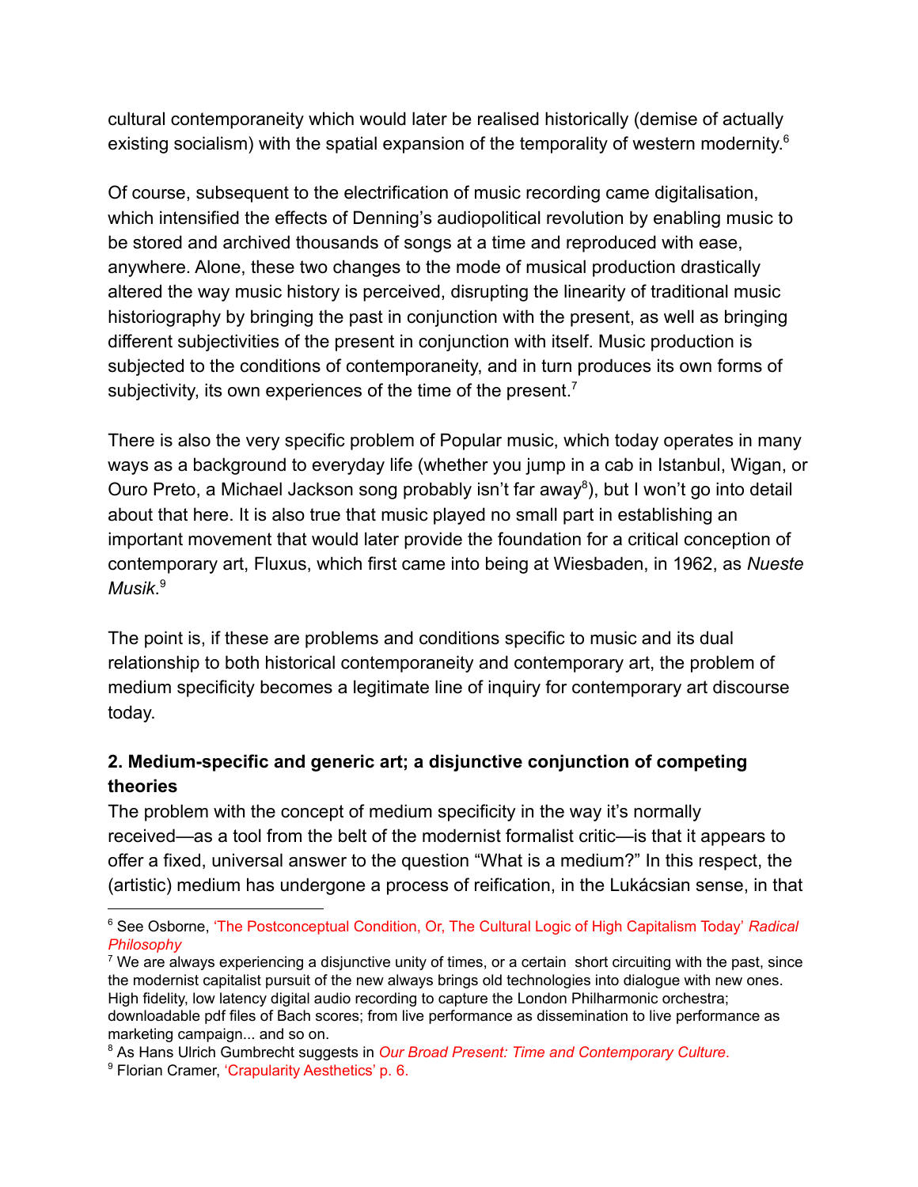cultural contemporaneity which would later be realised historically (demise of actually existing socialism) with the spatial expansion of the temporality of western modernity.[6]

Of course, subsequent to the electrification of music recording came digitalisation, which intensified the effects of Denning's audiopolitical revolution by enabling music to be stored and archived thousands of songs at a time and reproduced with ease, anywhere. Alone, these two changes to the mode of musical production drastically altered the way music history is perceived, disrupting the linearity of traditional music historiography by bringing the past in conjunction with the present, as well as bringing different subjectivities of the present in conjunction with itself. Music production is subjected to the conditions of contemporaneity, and in turn produces its own forms of subjectivity, its own experiences of the time of the present.[7]

There is also the very specific problem of Popular music, which today operates in many ways as a background to everyday life (whether you jump in a cab in Istanbul, Wigan, or Ouro Preto, a Michael Jackson song probably isn't far away[8]), but I won't go into detail about that here. It is also true that music played no small part in establishing an important movement that would later provide the foundation for a critical conception of contemporary art, Fluxus, which first came into being at Wiesbaden, in 1962, as *Nueste Musik*.[9]

The point is, if these are problems and conditions specific to music and its dual relationship to both historical contemporaneity and contemporary art, the problem of medium specificity becomes a legitimate line of inquiry for contemporary art discourse today.

## 2. Medium-specific and generic art; a disjunctive conjunction of competing theories

The problem with the concept of medium specificity in the way it's normally received—as a tool from the belt of the modernist formalist critic—is that it appears to offer a fixed, universal answer to the question "What is a medium?" In this respect, the (artistic) medium has undergone a process of reification, in the Lukácsian sense, in that

---

[6] See Osborne, 'The Postconceptual Condition, Or, The Cultural Logic of High Capitalism Today' *Radical Philosophy*

[7] We are always experiencing a disjunctive unity of times, or a certain short circuiting with the past, since the modernist capitalist pursuit of the new always brings old technologies into dialogue with new ones. High fidelity, low latency digital audio recording to capture the London Philharmonic orchestra; downloadable pdf files of Bach scores; from live performance as dissemination to live performance as marketing campaign... and so on.

[8] As Hans Ulrich Gumbrecht suggests in *Our Broad Present: Time and Contemporary Culture*.

[9] Florian Cramer, 'Crapularity Aesthetics' p. 6.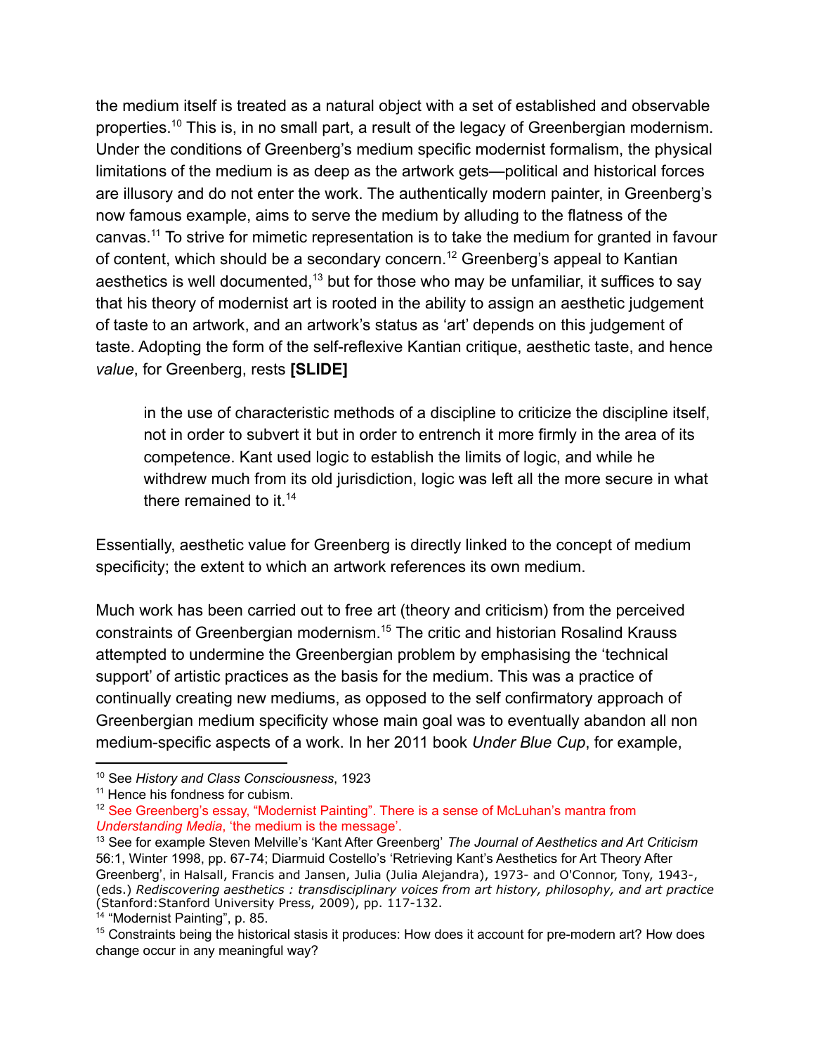the medium itself is treated as a natural object with a set of established and observable properties.[10] This is, in no small part, a result of the legacy of Greenbergian modernism. Under the conditions of Greenberg's medium specific modernist formalism, the physical limitations of the medium is as deep as the artwork gets—political and historical forces are illusory and do not enter the work. The authentically modern painter, in Greenberg's now famous example, aims to serve the medium by alluding to the flatness of the canvas.[11] To strive for mimetic representation is to take the medium for granted in favour of content, which should be a secondary concern.[12] Greenberg's appeal to Kantian aesthetics is well documented,[13] but for those who may be unfamiliar, it suffices to say that his theory of modernist art is rooted in the ability to assign an aesthetic judgement of taste to an artwork, and an artwork's status as 'art' depends on this judgement of taste. Adopting the form of the self-reflexive Kantian critique, aesthetic taste, and hence *value*, for Greenberg, rests **[SLIDE]**

> in the use of characteristic methods of a discipline to criticize the discipline itself, not in order to subvert it but in order to entrench it more firmly in the area of its competence. Kant used logic to establish the limits of logic, and while he withdrew much from its old jurisdiction, logic was left all the more secure in what there remained to it.[14]

Essentially, aesthetic value for Greenberg is directly linked to the concept of medium specificity; the extent to which an artwork references its own medium.

Much work has been carried out to free art (theory and criticism) from the perceived constraints of Greenbergian modernism.[15] The critic and historian Rosalind Krauss attempted to undermine the Greenbergian problem by emphasising the 'technical support' of artistic practices as the basis for the medium. This was a practice of continually creating new mediums, as opposed to the self confirmatory approach of Greenbergian medium specificity whose main goal was to eventually abandon all non medium-specific aspects of a work. In her 2011 book *Under Blue Cup*, for example,

---

[10] See *History and Class Consciousness*, 1923

[11] Hence his fondness for cubism.

[12] See Greenberg's essay, "Modernist Painting". There is a sense of McLuhan's mantra from *Understanding Media*, 'the medium is the message'.

[13] See for example Steven Melville's 'Kant After Greenberg' *The Journal of Aesthetics and Art Criticism* 56:1, Winter 1998, pp. 67-74; Diarmuid Costello's 'Retrieving Kant's Aesthetics for Art Theory After Greenberg', in Halsall, Francis and Jansen, Julia (Julia Alejandra), 1973- and O'Connor, Tony, 1943-, (eds.) *Rediscovering aesthetics : transdisciplinary voices from art history, philosophy, and art practice* (Stanford:Stanford University Press, 2009), pp. 117-132.

[14] "Modernist Painting", p. 85.

[15] Constraints being the historical stasis it produces: How does it account for pre-modern art? How does change occur in any meaningful way?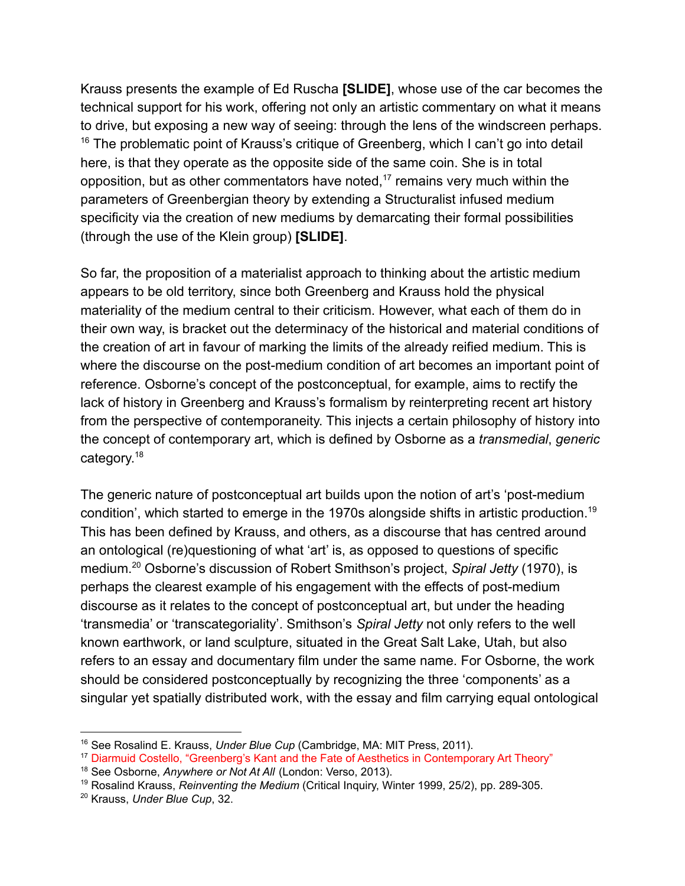Krauss presents the example of Ed Ruscha **[SLIDE]**, whose use of the car becomes the technical support for his work, offering not only an artistic commentary on what it means to drive, but exposing a new way of seeing: through the lens of the windscreen perhaps.[16] The problematic point of Krauss's critique of Greenberg, which I can't go into detail here, is that they operate as the opposite side of the same coin. She is in total opposition, but as other commentators have noted,[17] remains very much within the parameters of Greenbergian theory by extending a Structuralist infused medium specificity via the creation of new mediums by demarcating their formal possibilities (through the use of the Klein group) **[SLIDE]**.

So far, the proposition of a materialist approach to thinking about the artistic medium appears to be old territory, since both Greenberg and Krauss hold the physical materiality of the medium central to their criticism. However, what each of them do in their own way, is bracket out the determinacy of the historical and material conditions of the creation of art in favour of marking the limits of the already reified medium. This is where the discourse on the post-medium condition of art becomes an important point of reference. Osborne's concept of the postconceptual, for example, aims to rectify the lack of history in Greenberg and Krauss's formalism by reinterpreting recent art history from the perspective of contemporaneity. This injects a certain philosophy of history into the concept of contemporary art, which is defined by Osborne as a *transmedial*, *generic* category.[18]

The generic nature of postconceptual art builds upon the notion of art's 'post-medium condition', which started to emerge in the 1970s alongside shifts in artistic production.[19] This has been defined by Krauss, and others, as a discourse that has centred around an ontological (re)questioning of what 'art' is, as opposed to questions of specific medium.[20] Osborne's discussion of Robert Smithson's project, *Spiral Jetty* (1970), is perhaps the clearest example of his engagement with the effects of post-medium discourse as it relates to the concept of postconceptual art, but under the heading 'transmedia' or 'transcategoriality'. Smithson's *Spiral Jetty* not only refers to the well known earthwork, or land sculpture, situated in the Great Salt Lake, Utah, but also refers to an essay and documentary film under the same name. For Osborne, the work should be considered postconceptually by recognizing the three 'components' as a singular yet spatially distributed work, with the essay and film carrying equal ontological

---

[16] See Rosalind E. Krauss, *Under Blue Cup* (Cambridge, MA: MIT Press, 2011).

[17] Diarmuid Costello, "Greenberg's Kant and the Fate of Aesthetics in Contemporary Art Theory"

[18] See Osborne, *Anywhere or Not At All* (London: Verso, 2013).

[19] Rosalind Krauss, *Reinventing the Medium* (Critical Inquiry, Winter 1999, 25/2), pp. 289-305.

[20] Krauss, *Under Blue Cup*, 32.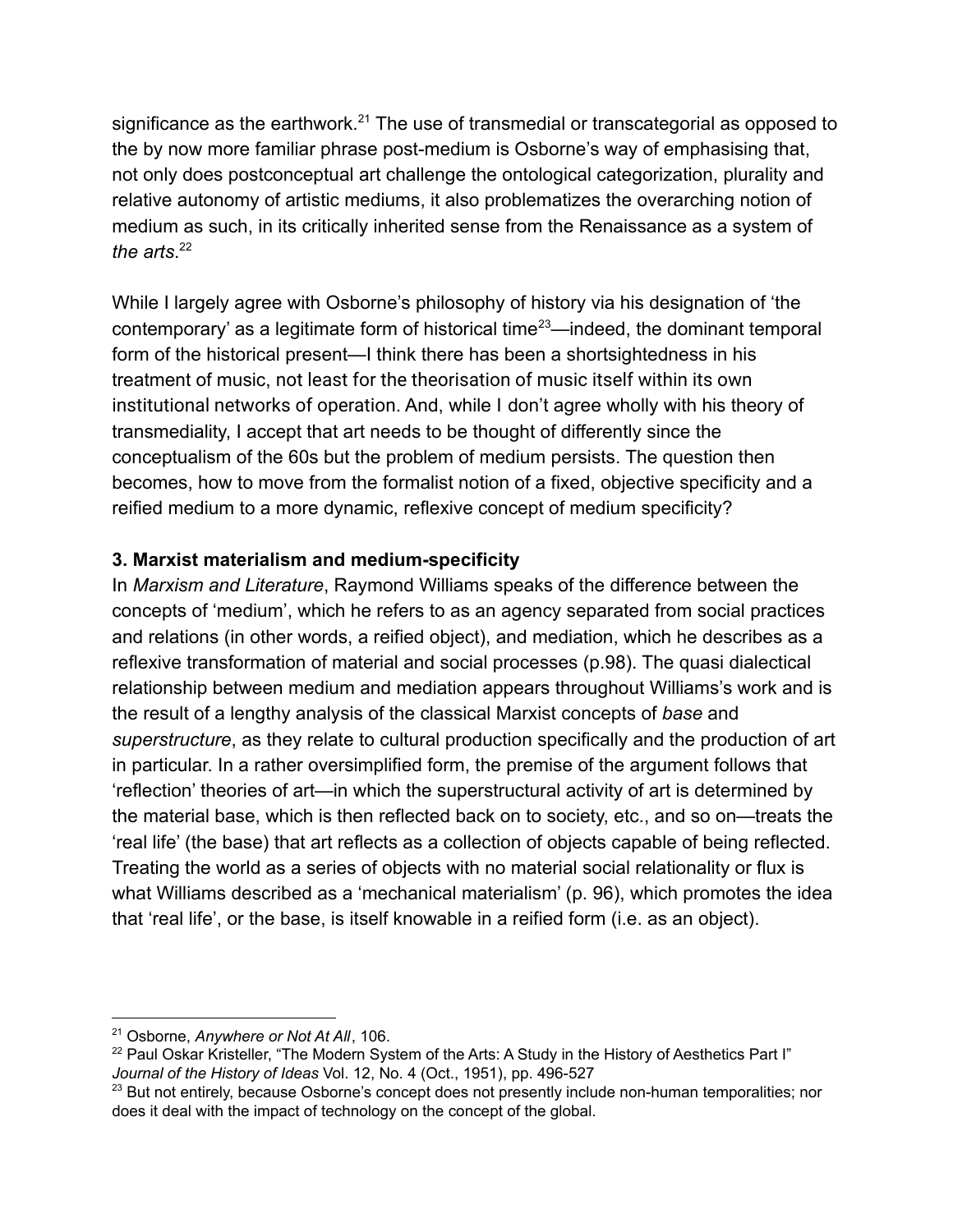significance as the earthwork.[21] The use of transmedial or transcategorial as opposed to the by now more familiar phrase post-medium is Osborne's way of emphasising that, not only does postconceptual art challenge the ontological categorization, plurality and relative autonomy of artistic mediums, it also problematizes the overarching notion of medium as such, in its critically inherited sense from the Renaissance as a system of *the arts*.[22]

While I largely agree with Osborne's philosophy of history via his designation of 'the contemporary' as a legitimate form of historical time[23]—indeed, the dominant temporal form of the historical present—I think there has been a shortsightedness in his treatment of music, not least for the theorisation of music itself within its own institutional networks of operation. And, while I don't agree wholly with his theory of transmediality, I accept that art needs to be thought of differently since the conceptualism of the 60s but the problem of medium persists. The question then becomes, how to move from the formalist notion of a fixed, objective specificity and a reified medium to a more dynamic, reflexive concept of medium specificity?

### 3. Marxist materialism and medium-specificity

In *Marxism and Literature*, Raymond Williams speaks of the difference between the concepts of 'medium', which he refers to as an agency separated from social practices and relations (in other words, a reified object), and mediation, which he describes as a reflexive transformation of material and social processes (p.98). The quasi dialectical relationship between medium and mediation appears throughout Williams's work and is the result of a lengthy analysis of the classical Marxist concepts of *base* and *superstructure*, as they relate to cultural production specifically and the production of art in particular. In a rather oversimplified form, the premise of the argument follows that 'reflection' theories of art—in which the superstructural activity of art is determined by the material base, which is then reflected back on to society, etc., and so on—treats the 'real life' (the base) that art reflects as a collection of objects capable of being reflected. Treating the world as a series of objects with no material social relationality or flux is what Williams described as a 'mechanical materialism' (p. 96), which promotes the idea that 'real life', or the base, is itself knowable in a reified form (i.e. as an object).

---

[21] Osborne, *Anywhere or Not At All*, 106.

[22] Paul Oskar Kristeller, "The Modern System of the Arts: A Study in the History of Aesthetics Part I" *Journal of the History of Ideas* Vol. 12, No. 4 (Oct., 1951), pp. 496-527

[23] But not entirely, because Osborne's concept does not presently include non-human temporalities; nor does it deal with the impact of technology on the concept of the global.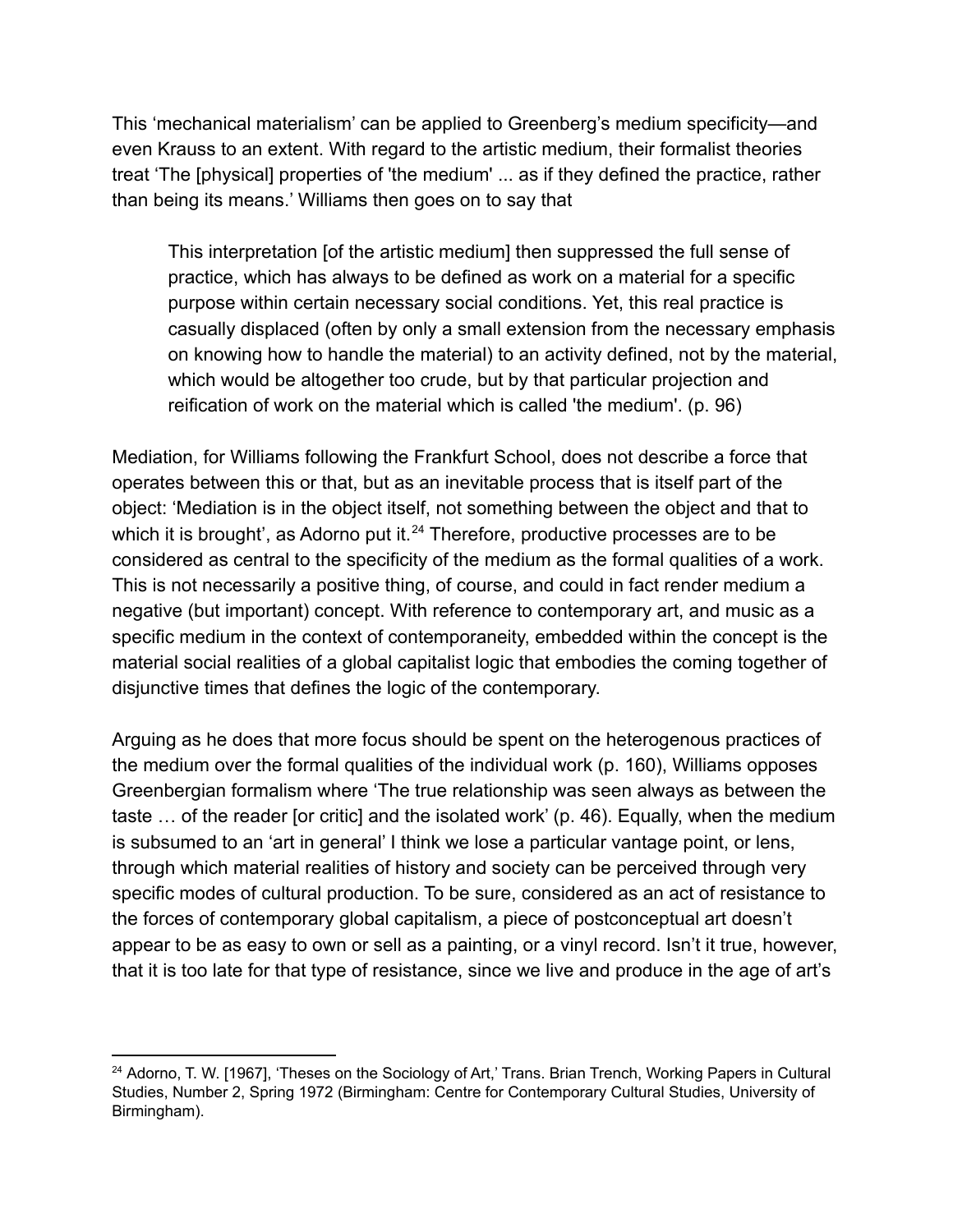This ‘mechanical materialism’ can be applied to Greenberg’s medium specificity—and even Krauss to an extent. With regard to the artistic medium, their formalist theories treat ‘The [physical] properties of 'the medium' ... as if they defined the practice, rather than being its means.’ Williams then goes on to say that

> This interpretation [of the artistic medium] then suppressed the full sense of practice, which has always to be defined as work on a material for a specific purpose within certain necessary social conditions. Yet, this real practice is casually displaced (often by only a small extension from the necessary emphasis on knowing how to handle the material) to an activity defined, not by the material, which would be altogether too crude, but by that particular projection and reification of work on the material which is called 'the medium'. (p. 96)

Mediation, for Williams following the Frankfurt School, does not describe a force that operates between this or that, but as an inevitable process that is itself part of the object: ‘Mediation is in the object itself, not something between the object and that to which it is brought’, as Adorno put it.[24] Therefore, productive processes are to be considered as central to the specificity of the medium as the formal qualities of a work. This is not necessarily a positive thing, of course, and could in fact render medium a negative (but important) concept. With reference to contemporary art, and music as a specific medium in the context of contemporaneity, embedded within the concept is the material social realities of a global capitalist logic that embodies the coming together of disjunctive times that defines the logic of the contemporary.

Arguing as he does that more focus should be spent on the heterogenous practices of the medium over the formal qualities of the individual work (p. 160), Williams opposes Greenbergian formalism where ‘The true relationship was seen always as between the taste … of the reader [or critic] and the isolated work’ (p. 46). Equally, when the medium is subsumed to an ‘art in general’ I think we lose a particular vantage point, or lens, through which material realities of history and society can be perceived through very specific modes of cultural production. To be sure, considered as an act of resistance to the forces of contemporary global capitalism, a piece of postconceptual art doesn’t appear to be as easy to own or sell as a painting, or a vinyl record. Isn’t it true, however, that it is too late for that type of resistance, since we live and produce in the age of art’s

---

[24] Adorno, T. W. [1967], ‘Theses on the Sociology of Art,’ Trans. Brian Trench, Working Papers in Cultural Studies, Number 2, Spring 1972 (Birmingham: Centre for Contemporary Cultural Studies, University of Birmingham).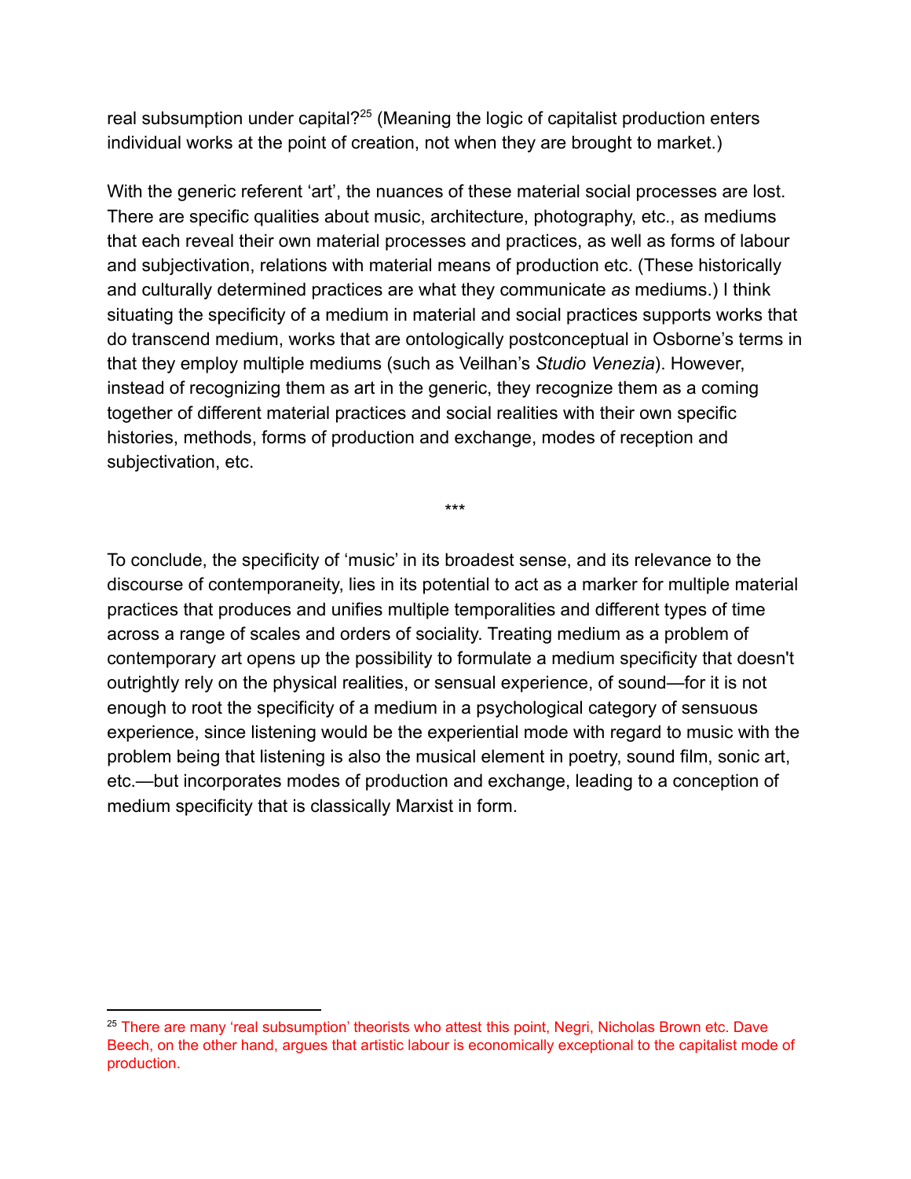real subsumption under capital?[25] (Meaning the logic of capitalist production enters individual works at the point of creation, not when they are brought to market.)

With the generic referent 'art', the nuances of these material social processes are lost. There are specific qualities about music, architecture, photography, etc., as mediums that each reveal their own material processes and practices, as well as forms of labour and subjectivation, relations with material means of production etc. (These historically and culturally determined practices are what they communicate *as* mediums.) I think situating the specificity of a medium in material and social practices supports works that do transcend medium, works that are ontologically postconceptual in Osborne's terms in that they employ multiple mediums (such as Veilhan's *Studio Venezia*). However, instead of recognizing them as art in the generic, they recognize them as a coming together of different material practices and social realities with their own specific histories, methods, forms of production and exchange, modes of reception and subjectivation, etc.

***

To conclude, the specificity of 'music' in its broadest sense, and its relevance to the discourse of contemporaneity, lies in its potential to act as a marker for multiple material practices that produces and unifies multiple temporalities and different types of time across a range of scales and orders of sociality. Treating medium as a problem of contemporary art opens up the possibility to formulate a medium specificity that doesn't outrightly rely on the physical realities, or sensual experience, of sound—for it is not enough to root the specificity of a medium in a psychological category of sensuous experience, since listening would be the experiential mode with regard to music with the problem being that listening is also the musical element in poetry, sound film, sonic art, etc.—but incorporates modes of production and exchange, leading to a conception of medium specificity that is classically Marxist in form.

---

[25] There are many 'real subsumption' theorists who attest this point, Negri, Nicholas Brown etc. Dave Beech, on the other hand, argues that artistic labour is economically exceptional to the capitalist mode of production.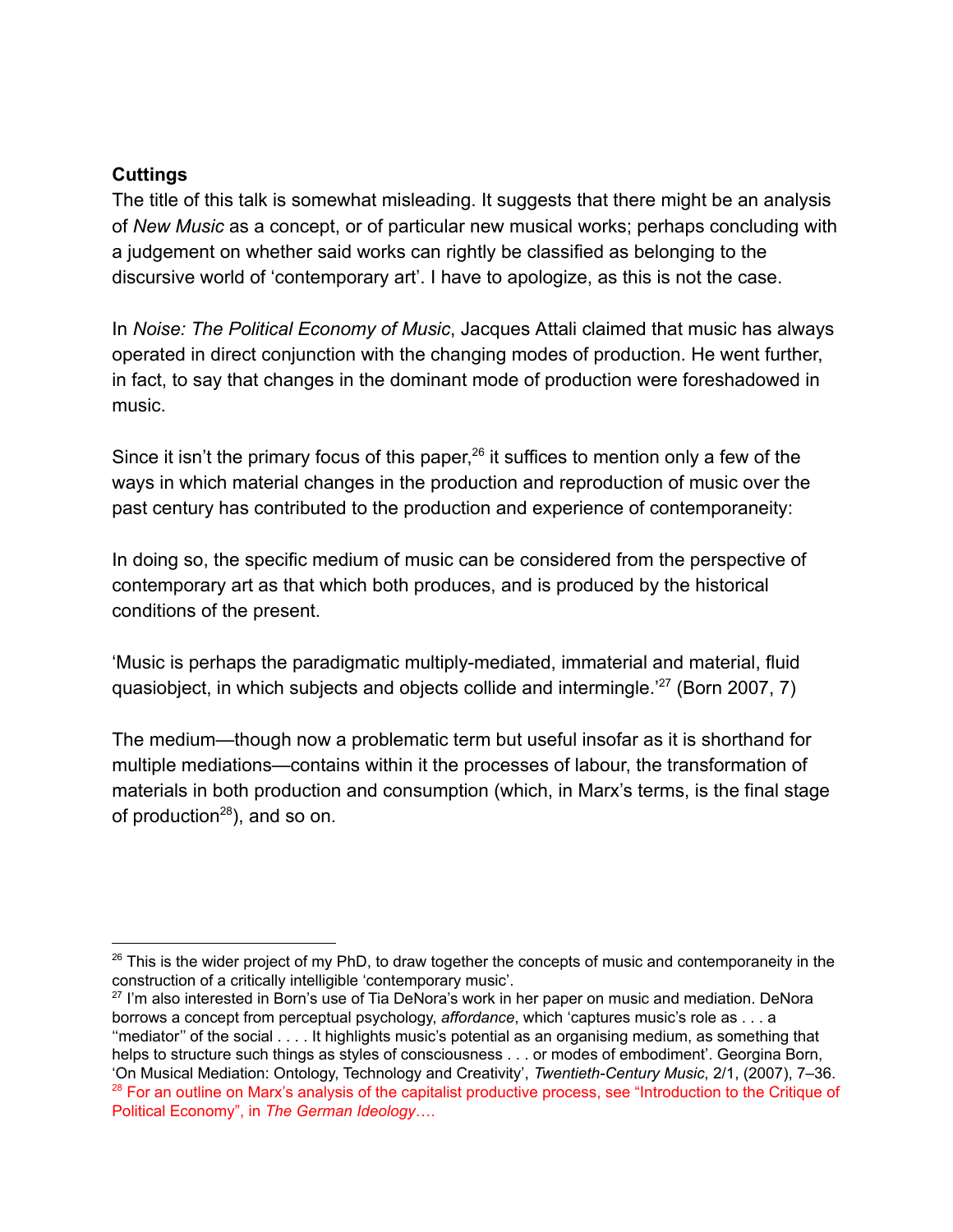**Cuttings**

The title of this talk is somewhat misleading. It suggests that there might be an analysis of *New Music* as a concept, or of particular new musical works; perhaps concluding with a judgement on whether said works can rightly be classified as belonging to the discursive world of 'contemporary art'. I have to apologize, as this is not the case.

In *Noise: The Political Economy of Music*, Jacques Attali claimed that music has always operated in direct conjunction with the changing modes of production. He went further, in fact, to say that changes in the dominant mode of production were foreshadowed in music.

Since it isn't the primary focus of this paper,[26] it suffices to mention only a few of the ways in which material changes in the production and reproduction of music over the past century has contributed to the production and experience of contemporaneity:

In doing so, the specific medium of music can be considered from the perspective of contemporary art as that which both produces, and is produced by the historical conditions of the present.

'Music is perhaps the paradigmatic multiply-mediated, immaterial and material, fluid quasiobject, in which subjects and objects collide and intermingle.'[27] (Born 2007, 7)

The medium—though now a problematic term but useful insofar as it is shorthand for multiple mediations—contains within it the processes of labour, the transformation of materials in both production and consumption (which, in Marx's terms, is the final stage of production[28]), and so on.

---

[26] This is the wider project of my PhD, to draw together the concepts of music and contemporaneity in the construction of a critically intelligible 'contemporary music'.

[27] I'm also interested in Born's use of Tia DeNora's work in her paper on music and mediation. DeNora borrows a concept from perceptual psychology, *affordance*, which 'captures music's role as . . . a ''mediator'' of the social . . . . It highlights music's potential as an organising medium, as something that helps to structure such things as styles of consciousness . . . or modes of embodiment'. Georgina Born, 'On Musical Mediation: Ontology, Technology and Creativity', *Twentieth-Century Music*, 2/1, (2007), 7–36.

[28] For an outline on Marx's analysis of the capitalist productive process, see "Introduction to the Critique of Political Economy", in *The German Ideology*….